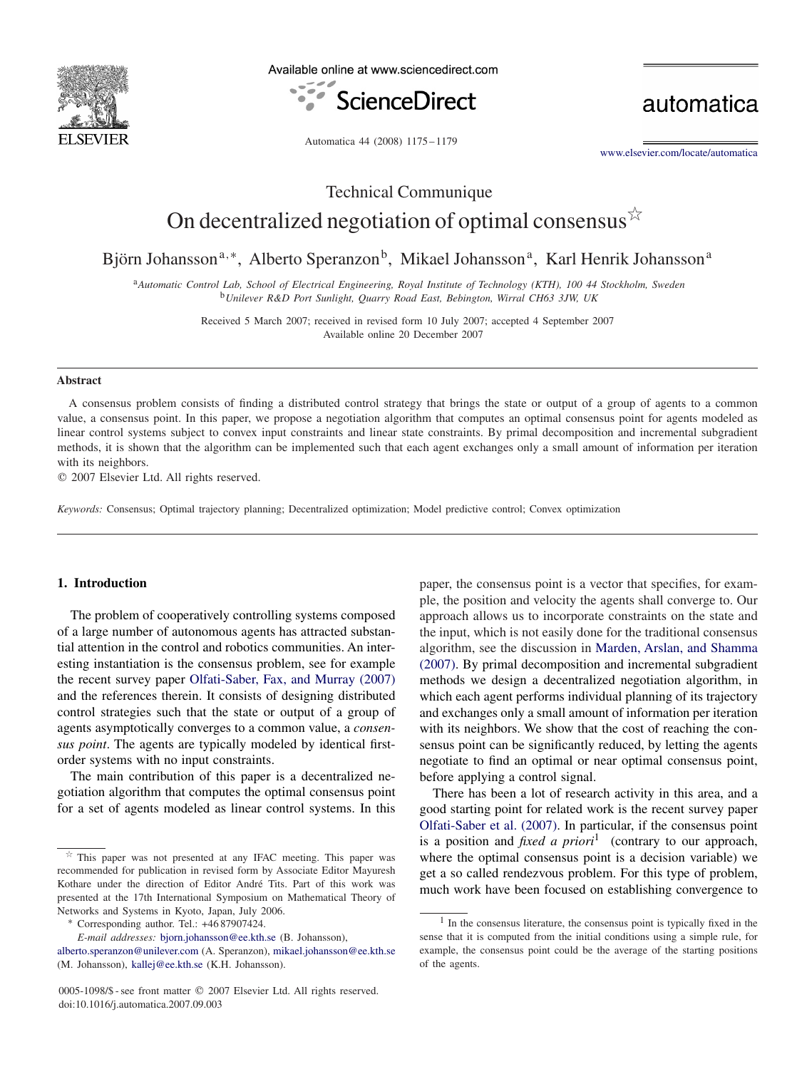Technical Communique

# On decentralized negotiation of optimal consensus[☆]

Björn Johansson[a,*], Alberto Speranzon[b], Mikael Johansson[a], Karl Henrik Johansson[a]

[a] *Automatic Control Lab, School of Electrical Engineering, Royal Institute of Technology (KTH), 100 44 Stockholm, Sweden*
[b] *Unilever R&D Port Sunlight, Quarry Road East, Bebington, Wirral CH63 3JW, UK*

Received 5 March 2007; received in revised form 10 July 2007; accepted 4 September 2007
Available online 20 December 2007

## Abstract

A consensus problem consists of finding a distributed control strategy that brings the state or output of a group of agents to a common value, a consensus point. In this paper, we propose a negotiation algorithm that computes an optimal consensus point for agents modeled as linear control systems subject to convex input constraints and linear state constraints. By primal decomposition and incremental subgradient methods, it is shown that the algorithm can be implemented such that each agent exchanges only a small amount of information per iteration with its neighbors.

© 2007 Elsevier Ltd. All rights reserved.

*Keywords:* Consensus; Optimal trajectory planning; Decentralized optimization; Model predictive control; Convex optimization

## 1. Introduction

The problem of cooperatively controlling systems composed of a large number of autonomous agents has attracted substantial attention in the control and robotics communities. An interesting instantiation is the consensus problem, see for example the recent survey paper Olfati-Saber, Fax, and Murray (2007) and the references therein. It consists of designing distributed control strategies such that the state or output of a group of agents asymptotically converges to a common value, a *consensus point*. The agents are typically modeled by identical first-order systems with no input constraints.

The main contribution of this paper is a decentralized negotiation algorithm that computes the optimal consensus point for a set of agents modeled as linear control systems. In this paper, the consensus point is a vector that specifies, for example, the position and velocity the agents shall converge to. Our approach allows us to incorporate constraints on the state and the input, which is not easily done for the traditional consensus algorithm, see the discussion in Marden, Arslan, and Shamma (2007). By primal decomposition and incremental subgradient methods we design a decentralized negotiation algorithm, in which each agent performs individual planning of its trajectory and exchanges only a small amount of information per iteration with its neighbors. We show that the cost of reaching the consensus point can be significantly reduced, by letting the agents negotiate to find an optimal or near optimal consensus point, before applying a control signal.

There has been a lot of research activity in this area, and a good starting point for related work is the recent survey paper Olfati-Saber et al. (2007). In particular, if the consensus point is a position and *fixed a priori*[1] (contrary to our approach, where the optimal consensus point is a decision variable) we get a so called rendezvous problem. For this type of problem, much work have been focused on establishing convergence to

[☆] This paper was not presented at any IFAC meeting. This paper was recommended for publication in revised form by Associate Editor Mayuresh Kothare under the direction of Editor André Tits. Part of this work was presented at the 17th International Symposium on Mathematical Theory of Networks and Systems in Kyoto, Japan, July 2006.

[*] Corresponding author. Tel.: +46 87907424.

*E-mail addresses:* bjorn.johansson@ee.kth.se (B. Johansson), alberto.speranzon@unilever.com (A. Speranzon), mikael.johansson@ee.kth.se (M. Johansson), kallej@ee.kth.se (K.H. Johansson).

[1] In the consensus literature, the consensus point is typically fixed in the sense that it is computed from the initial conditions using a simple rule, for example, the consensus point could be the average of the starting positions of the agents.

0005-1098/$ - see front matter © 2007 Elsevier Ltd. All rights reserved.
doi:10.1016/j.automatica.2007.09.003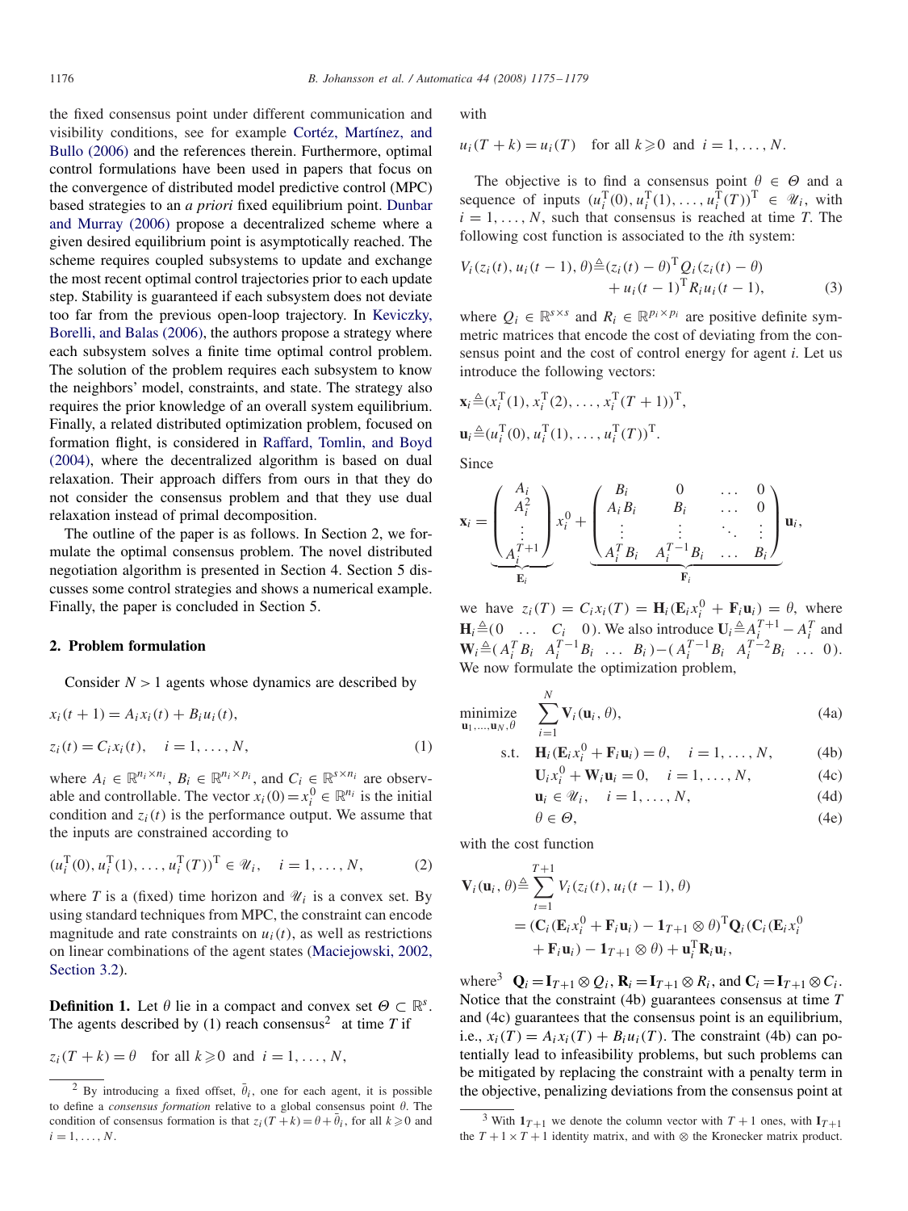the fixed consensus point under different communication and visibility conditions, see for example Cortéz, Martínez, and Bullo (2006) and the references therein. Furthermore, optimal control formulations have been used in papers that focus on the convergence of distributed model predictive control (MPC) based strategies to an *a priori* fixed equilibrium point. Dunbar and Murray (2006) propose a decentralized scheme where a given desired equilibrium point is asymptotically reached. The scheme requires coupled subsystems to update and exchange the most recent optimal control trajectories prior to each update step. Stability is guaranteed if each subsystem does not deviate too far from the previous open-loop trajectory. In Keviczky, Borelli, and Balas (2006), the authors propose a strategy where each subsystem solves a finite time optimal control problem. The solution of the problem requires each subsystem to know the neighbors' model, constraints, and state. The strategy also requires the prior knowledge of an overall system equilibrium. Finally, a related distributed optimization problem, focused on formation flight, is considered in Raffard, Tomlin, and Boyd (2004), where the decentralized algorithm is based on dual relaxation. Their approach differs from ours in that they do not consider the consensus problem and that they use dual relaxation instead of primal decomposition.

The outline of the paper is as follows. In Section 2, we formulate the optimal consensus problem. The novel distributed negotiation algorithm is presented in Section 4. Section 5 discusses some control strategies and shows a numerical example. Finally, the paper is concluded in Section 5.

## 2. Problem formulation

Consider $N > 1$ agents whose dynamics are described by

$$x_i(t+1) = A_i x_i(t) + B_i u_i(t),$$
$$z_i(t) = C_i x_i(t), \quad i = 1, \ldots, N, \tag{1}$$

where $A_i \in \mathbb{R}^{n_i \times n_i}$, $B_i \in \mathbb{R}^{n_i \times p_i}$, and $C_i \in \mathbb{R}^{s \times n_i}$ are observable and controllable. The vector $x_i(0) = x_i^0 \in \mathbb{R}^{n_i}$ is the initial condition and $z_i(t)$ is the performance output. We assume that the inputs are constrained according to

$$(u_i^{\mathrm{T}}(0), u_i^{\mathrm{T}}(1), \ldots, u_i^{\mathrm{T}}(T))^{\mathrm{T}} \in \mathscr{U}_i, \quad i = 1, \ldots, N, \tag{2}$$

where $T$ is a (fixed) time horizon and $\mathscr{U}_i$ is a convex set. By using standard techniques from MPC, the constraint can encode magnitude and rate constraints on $u_i(t)$, as well as restrictions on linear combinations of the agent states (Maciejowski, 2002, Section 3.2).

**Definition 1.** Let $\theta$ lie in a compact and convex set $\Theta \subset \mathbb{R}^s$. The agents described by (1) reach consensus[2] at time $T$ if

$$z_i(T+k) = \theta \quad \text{for all } k \geqslant 0 \text{ and } i = 1, \ldots, N,$$

with

$$u_i(T+k) = u_i(T) \quad \text{for all } k \geqslant 0 \text{ and } i = 1, \ldots, N.$$

The objective is to find a consensus point $\theta \in \Theta$ and a sequence of inputs $(u_i^{\mathrm{T}}(0), u_i^{\mathrm{T}}(1), \ldots, u_i^{\mathrm{T}}(T))^{\mathrm{T}} \in \mathscr{U}_i$, with $i = 1, \ldots, N$, such that consensus is reached at time $T$. The following cost function is associated to the $i$th system:

$$V_i(z_i(t), u_i(t-1), \theta) \triangleq (z_i(t) - \theta)^{\mathrm{T}} Q_i (z_i(t) - \theta) + u_i(t-1)^{\mathrm{T}} R_i u_i(t-1), \tag{3}$$

where $Q_i \in \mathbb{R}^{s \times s}$ and $R_i \in \mathbb{R}^{p_i \times p_i}$ are positive definite symmetric matrices that encode the cost of deviating from the consensus point and the cost of control energy for agent $i$. Let us introduce the following vectors:

$$\mathbf{x}_i \triangleq (x_i^{\mathrm{T}}(1), x_i^{\mathrm{T}}(2), \ldots, x_i^{\mathrm{T}}(T+1))^{\mathrm{T}},$$
$$\mathbf{u}_i \triangleq (u_i^{\mathrm{T}}(0), u_i^{\mathrm{T}}(1), \ldots, u_i^{\mathrm{T}}(T))^{\mathrm{T}}.$$

Since

$$\mathbf{x}_i = \underbrace{\begin{pmatrix} A_i \\ A_i^2 \\ \vdots \\ A_i^{T+1} \end{pmatrix}}_{\mathbf{E}_i} x_i^0 + \underbrace{\begin{pmatrix} B_i & 0 & \ldots & 0 \\ A_i B_i & B_i & \ldots & 0 \\ \vdots & \vdots & \ddots & \vdots \\ A_i^T B_i & A_i^{T-1} B_i & \ldots & B_i \end{pmatrix}}_{\mathbf{F}_i} \mathbf{u}_i,$$

we have $z_i(T) = C_i x_i(T) = \mathbf{H}_i(\mathbf{E}_i x_i^0 + \mathbf{F}_i \mathbf{u}_i) = \theta$, where $\mathbf{H}_i \triangleq (0 \quad \ldots \quad C_i \quad 0)$. We also introduce $\mathbf{U}_i \triangleq A_i^{T+1} - A_i^T$ and $\mathbf{W}_i \triangleq (A_i^T B_i \quad A_i^{T-1} B_i \quad \ldots \quad B_i) - (A_i^{T-1} B_i \quad A_i^{T-2} B_i \quad \ldots \quad 0)$. We now formulate the optimization problem,

$$\underset{\mathbf{u}_1, \ldots, \mathbf{u}_N, \theta}{\text{minimize}} \quad \sum_{i=1}^{N} \mathbf{V}_i(\mathbf{u}_i, \theta), \tag{4a}$$

$$\text{s.t.} \quad \mathbf{H}_i(\mathbf{E}_i x_i^0 + \mathbf{F}_i \mathbf{u}_i) = \theta, \quad i = 1, \ldots, N, \tag{4b}$$

$$\mathbf{U}_i x_i^0 + \mathbf{W}_i \mathbf{u}_i = 0, \quad i = 1, \ldots, N, \tag{4c}$$

$$\mathbf{u}_i \in \mathscr{U}_i, \quad i = 1, \ldots, N, \tag{4d}$$

$$\theta \in \Theta, \tag{4e}$$

with the cost function

$$\mathbf{V}_i(\mathbf{u}_i, \theta) \triangleq \sum_{t=1}^{T+1} V_i(z_i(t), u_i(t-1), \theta)$$
$$= (\mathbf{C}_i(\mathbf{E}_i x_i^0 + \mathbf{F}_i \mathbf{u}_i) - \mathbf{1}_{T+1} \otimes \theta)^{\mathrm{T}} \mathbf{Q}_i (\mathbf{C}_i(\mathbf{E}_i x_i^0 + \mathbf{F}_i \mathbf{u}_i) - \mathbf{1}_{T+1} \otimes \theta) + \mathbf{u}_i^{\mathrm{T}} \mathbf{R}_i \mathbf{u}_i,$$

where[3] $\mathbf{Q}_i = \mathbf{I}_{T+1} \otimes Q_i$, $\mathbf{R}_i = \mathbf{I}_{T+1} \otimes R_i$, and $\mathbf{C}_i = \mathbf{I}_{T+1} \otimes C_i$. Notice that the constraint (4b) guarantees consensus at time $T$ and (4c) guarantees that the consensus point is an equilibrium, i.e., $x_i(T) = A_i x_i(T) + B_i u_i(T)$. The constraint (4b) can potentially lead to infeasibility problems, but such problems can be mitigated by replacing the constraint with a penalty term in the objective, penalizing deviations from the consensus point at

[2] By introducing a fixed offset, $\bar{\theta}_i$, one for each agent, it is possible to define a *consensus formation* relative to a global consensus point $\theta$. The condition of consensus formation is that $z_i(T+k) = \theta + \bar{\theta}_i$, for all $k \geqslant 0$ and $i = 1, \ldots, N$.

[3] With $\mathbf{1}_{T+1}$ we denote the column vector with $T+1$ ones, with $\mathbf{I}_{T+1}$ the $T+1 \times T+1$ identity matrix, and with $\otimes$ the Kronecker matrix product.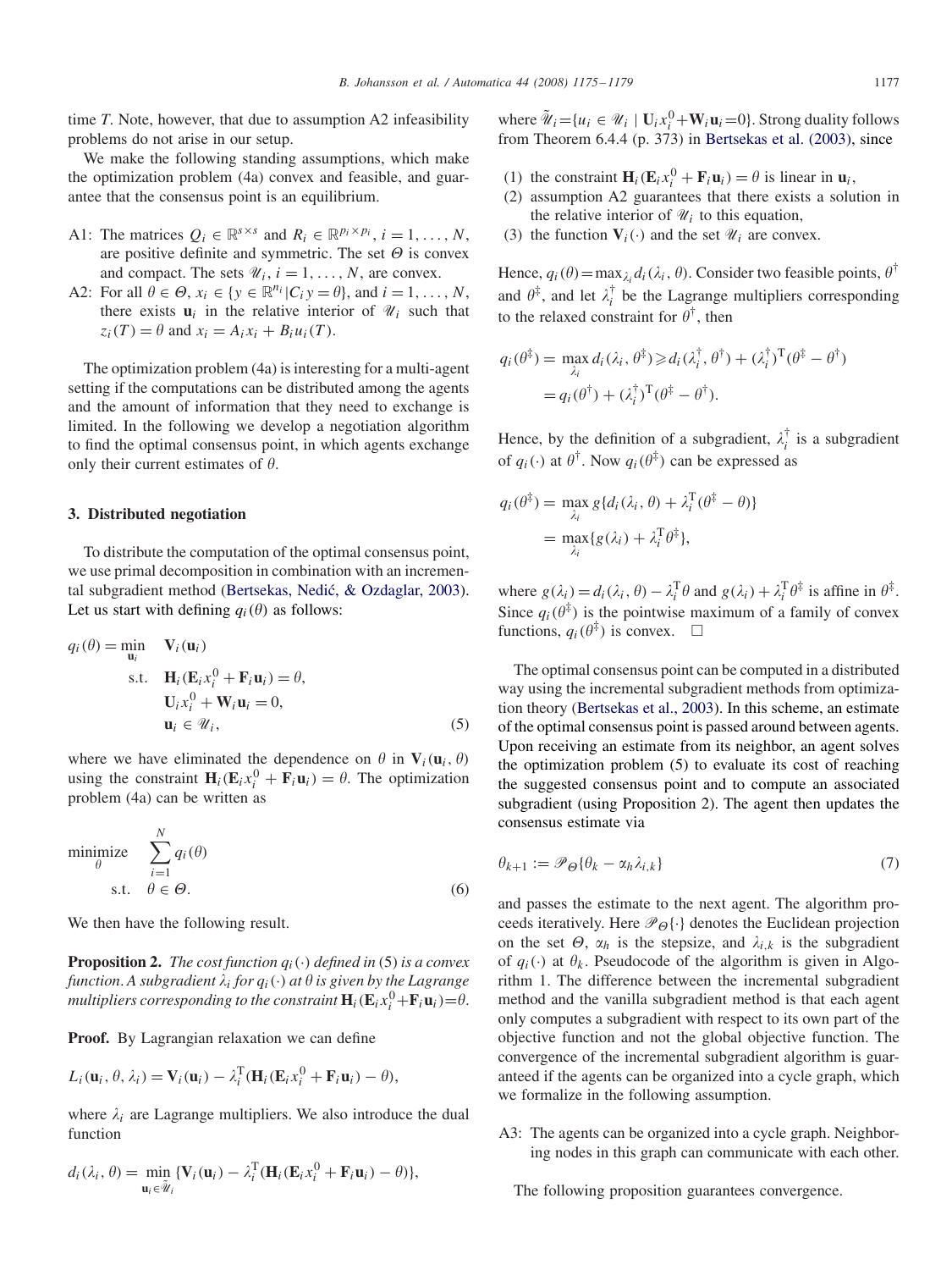time $T$. Note, however, that due to assumption A2 infeasibility problems do not arise in our setup.

We make the following standing assumptions, which make the optimization problem (4a) convex and feasible, and guarantee that the consensus point is an equilibrium.

- A1: The matrices $Q_i \in \mathbb{R}^{s\times s}$ and $R_i \in \mathbb{R}^{p_i \times p_i}$, $i = 1, \ldots, N$, are positive definite and symmetric. The set $\Theta$ is convex and compact. The sets $\mathscr{U}_i$, $i = 1, \ldots, N$, are convex.
- A2: For all $\theta \in \Theta$, $x_i \in \{y \in \mathbb{R}^{n_i} | C_i y = \theta\}$, and $i = 1, \ldots, N$, there exists $\mathbf{u}_i$ in the relative interior of $\mathscr{U}_i$ such that $z_i(T) = \theta$ and $x_i = A_i x_i + B_i u_i(T)$.

The optimization problem (4a) is interesting for a multi-agent setting if the computations can be distributed among the agents and the amount of information that they need to exchange is limited. In the following we develop a negotiation algorithm to find the optimal consensus point, in which agents exchange only their current estimates of $\theta$.

### 3. Distributed negotiation

To distribute the computation of the optimal consensus point, we use primal decomposition in combination with an incremental subgradient method (Bertsekas, Nedić, & Ozdaglar, 2003). Let us start with defining $q_i(\theta)$ as follows:

$$
\begin{aligned}
q_i(\theta) = \min_{\mathbf{u}_i} \quad & \mathbf{V}_i(\mathbf{u}_i) \\
\text{s.t.} \quad & \mathbf{H}_i(\mathbf{E}_i x_i^0 + \mathbf{F}_i \mathbf{u}_i) = \theta, \\
& \mathbf{U}_i x_i^0 + \mathbf{W}_i \mathbf{u}_i = 0, \\
& \mathbf{u}_i \in \mathscr{U}_i,
\end{aligned} \tag{5}
$$

where we have eliminated the dependence on $\theta$ in $\mathbf{V}_i(\mathbf{u}_i, \theta)$ using the constraint $\mathbf{H}_i(\mathbf{E}_i x_i^0 + \mathbf{F}_i \mathbf{u}_i) = \theta$. The optimization problem (4a) can be written as

$$
\begin{aligned}
\underset{\theta}{\text{minimize}} \quad & \sum_{i=1}^{N} q_i(\theta) \\
\text{s.t.} \quad & \theta \in \Theta.
\end{aligned} \tag{6}
$$

We then have the following result.

**Proposition 2.** *The cost function $q_i(\cdot)$ defined in (5) is a convex function. A subgradient $\lambda_i$ for $q_i(\cdot)$ at $\theta$ is given by the Lagrange multipliers corresponding to the constraint $\mathbf{H}_i(\mathbf{E}_i x_i^0 + \mathbf{F}_i \mathbf{u}_i) = \theta$.*

**Proof.** By Lagrangian relaxation we can define

$$
L_i(\mathbf{u}_i, \theta, \lambda_i) = \mathbf{V}_i(\mathbf{u}_i) - \lambda_i^{\mathrm{T}}(\mathbf{H}_i(\mathbf{E}_i x_i^0 + \mathbf{F}_i \mathbf{u}_i) - \theta),
$$

where $\lambda_i$ are Lagrange multipliers. We also introduce the dual function

$$
d_i(\lambda_i, \theta) = \min_{\mathbf{u}_i \in \tilde{\mathscr{U}}_i} \{\mathbf{V}_i(\mathbf{u}_i) - \lambda_i^{\mathrm{T}}(\mathbf{H}_i(\mathbf{E}_i x_i^0 + \mathbf{F}_i \mathbf{u}_i) - \theta)\},
$$

where $\tilde{\mathscr{U}}_i = \{u_i \in \mathscr{U}_i \mid \mathbf{U}_i x_i^0 + \mathbf{W}_i \mathbf{u}_i = 0\}$. Strong duality follows from Theorem 6.4.4 (p. 373) in Bertsekas et al. (2003), since

1. the constraint $\mathbf{H}_i(\mathbf{E}_i x_i^0 + \mathbf{F}_i \mathbf{u}_i) = \theta$ is linear in $\mathbf{u}_i$,
2. assumption A2 guarantees that there exists a solution in the relative interior of $\mathscr{U}_i$ to this equation,
3. the function $\mathbf{V}_i(\cdot)$ and the set $\mathscr{U}_i$ are convex.

Hence, $q_i(\theta) = \max_{\lambda_i} d_i(\lambda_i, \theta)$. Consider two feasible points, $\theta^{\dagger}$ and $\theta^{\ddagger}$, and let $\lambda_i^{\dagger}$ be the Lagrange multipliers corresponding to the relaxed constraint for $\theta^{\dagger}$, then

$$
\begin{aligned}
q_i(\theta^{\ddagger}) &= \max_{\lambda_i} d_i(\lambda_i, \theta^{\ddagger}) \geqslant d_i(\lambda_i^{\dagger}, \theta^{\dagger}) + (\lambda_i^{\dagger})^{\mathrm{T}}(\theta^{\ddagger} - \theta^{\dagger}) \\
&= q_i(\theta^{\dagger}) + (\lambda_i^{\dagger})^{\mathrm{T}}(\theta^{\ddagger} - \theta^{\dagger}).
\end{aligned}
$$

Hence, by the definition of a subgradient, $\lambda_i^{\dagger}$ is a subgradient of $q_i(\cdot)$ at $\theta^{\dagger}$. Now $q_i(\theta^{\ddagger})$ can be expressed as

$$
\begin{aligned}
q_i(\theta^{\ddagger}) &= \max_{\lambda_i} g\{d_i(\lambda_i, \theta) + \lambda_i^{\mathrm{T}}(\theta^{\ddagger} - \theta)\} \\
&= \max_{\lambda_i}\{g(\lambda_i) + \lambda_i^{\mathrm{T}}\theta^{\ddagger}\},
\end{aligned}
$$

where $g(\lambda_i) = d_i(\lambda_i, \theta) - \lambda_i^{\mathrm{T}}\theta$ and $g(\lambda_i) + \lambda_i^{\mathrm{T}}\theta^{\ddagger}$ is affine in $\theta^{\ddagger}$. Since $q_i(\theta^{\ddagger})$ is the pointwise maximum of a family of convex functions, $q_i(\theta^{\ddagger})$ is convex. $\square$

The optimal consensus point can be computed in a distributed way using the incremental subgradient methods from optimization theory (Bertsekas et al., 2003). In this scheme, an estimate of the optimal consensus point is passed around between agents. Upon receiving an estimate from its neighbor, an agent solves the optimization problem (5) to evaluate its cost of reaching the suggested consensus point and to compute an associated subgradient (using Proposition 2). The agent then updates the consensus estimate via

$$
\theta_{k+1} := \mathscr{P}_{\Theta}\{\theta_k - \alpha_h \lambda_{i,k}\} \tag{7}
$$

and passes the estimate to the next agent. The algorithm proceeds iteratively. Here $\mathscr{P}_{\Theta}\{\cdot\}$ denotes the Euclidean projection on the set $\Theta$, $\alpha_h$ is the stepsize, and $\lambda_{i,k}$ is the subgradient of $q_i(\cdot)$ at $\theta_k$. Pseudocode of the algorithm is given in Algorithm 1. The difference between the incremental subgradient method and the vanilla subgradient method is that each agent only computes a subgradient with respect to its own part of the objective function and not the global objective function. The convergence of the incremental subgradient algorithm is guaranteed if the agents can be organized into a cycle graph, which we formalize in the following assumption.

- A3: The agents can be organized into a cycle graph. Neighboring nodes in this graph can communicate with each other.

The following proposition guarantees convergence.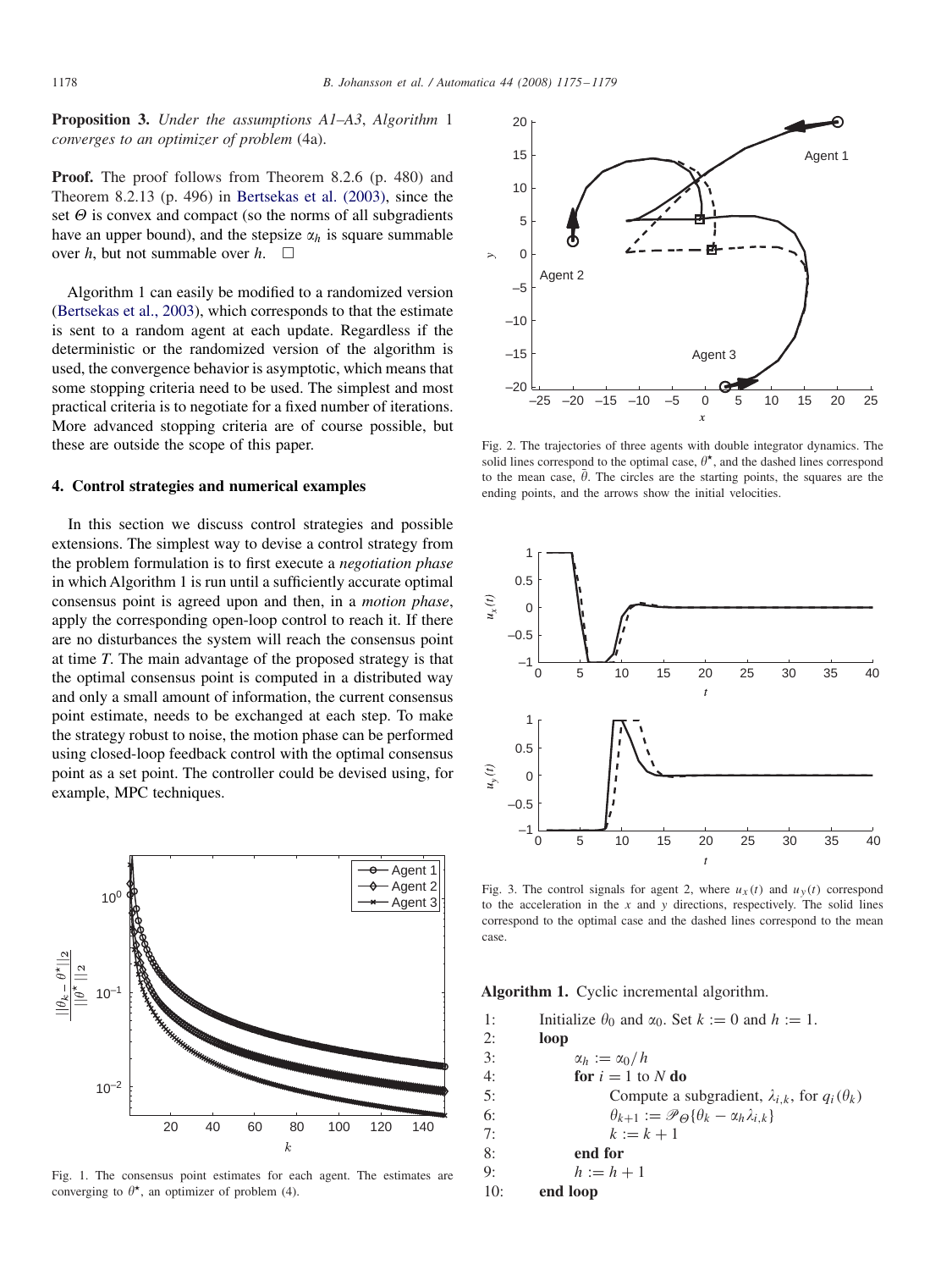**Proposition 3.** *Under the assumptions A1–A3, Algorithm* 1 *converges to an optimizer of problem* (4a).

**Proof.** The proof follows from Theorem 8.2.6 (p. 480) and Theorem 8.2.13 (p. 496) in Bertsekas et al. (2003), since the set $\Theta$ is convex and compact (so the norms of all subgradients have an upper bound), and the stepsize $\alpha_h$ is square summable over $h$, but not summable over $h$. □

Algorithm 1 can easily be modified to a randomized version (Bertsekas et al., 2003), which corresponds to that the estimate is sent to a random agent at each update. Regardless if the deterministic or the randomized version of the algorithm is used, the convergence behavior is asymptotic, which means that some stopping criteria need to be used. The simplest and most practical criteria is to negotiate for a fixed number of iterations. More advanced stopping criteria are of course possible, but these are outside the scope of this paper.

## 4. Control strategies and numerical examples

In this section we discuss control strategies and possible extensions. The simplest way to devise a control strategy from the problem formulation is to first execute a *negotiation phase* in which Algorithm 1 is run until a sufficiently accurate optimal consensus point is agreed upon and then, in a *motion phase*, apply the corresponding open-loop control to reach it. If there are no disturbances the system will reach the consensus point at time $T$. The main advantage of the proposed strategy is that the optimal consensus point is computed in a distributed way and only a small amount of information, the current consensus point estimate, needs to be exchanged at each step. To make the strategy robust to noise, the motion phase can be performed using closed-loop feedback control with the optimal consensus point as a set point. The controller could be devised using, for example, MPC techniques.

Fig. 1. The consensus point estimates for each agent. The estimates are converging to $\theta^\star$, an optimizer of problem (4).

Fig. 2. The trajectories of three agents with double integrator dynamics. The solid lines correspond to the optimal case, $\theta^\star$, and the dashed lines correspond to the mean case, $\bar{\theta}$. The circles are the starting points, the squares are the ending points, and the arrows show the initial velocities.

Fig. 3. The control signals for agent 2, where $u_x(t)$ and $u_y(t)$ correspond to the acceleration in the $x$ and $y$ directions, respectively. The solid lines correspond to the optimal case and the dashed lines correspond to the mean case.

**Algorithm 1.** Cyclic incremental algorithm.

```
1:   Initialize θ_0 and α_0. Set k := 0 and h := 1.
2:   loop
3:       α_h := α_0/h
4:       for i = 1 to N do
5:           Compute a subgradient, λ_{i,k}, for q_i(θ_k)
6:           θ_{k+1} := P_Θ{θ_k − α_h λ_{i,k}}
7:           k := k + 1
8:       end for
9:       h := h + 1
10:  end loop
```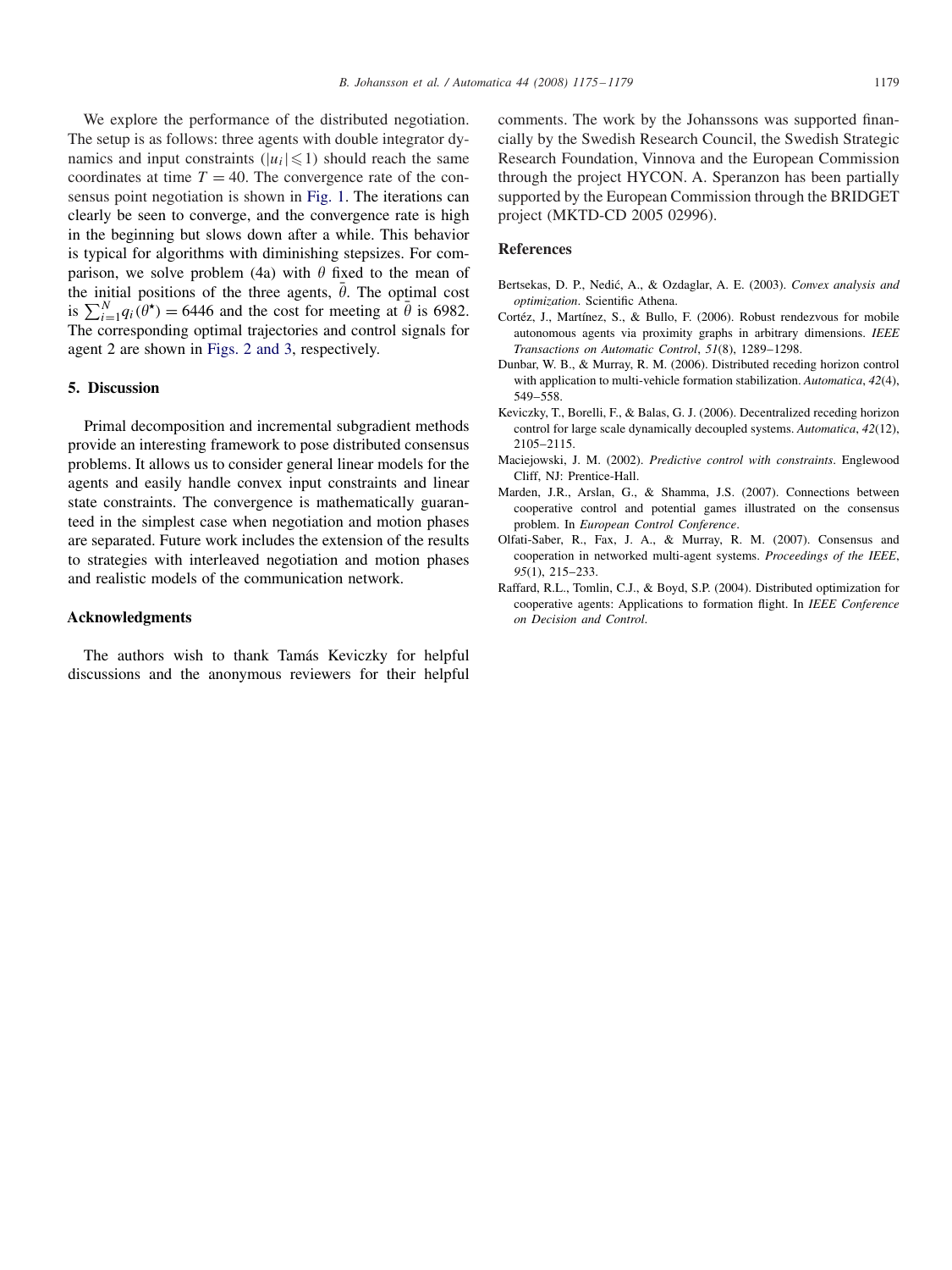We explore the performance of the distributed negotiation. The setup is as follows: three agents with double integrator dynamics and input constraints ($|u_i| \leqslant 1$) should reach the same coordinates at time $T = 40$. The convergence rate of the consensus point negotiation is shown in Fig. 1. The iterations can clearly be seen to converge, and the convergence rate is high in the beginning but slows down after a while. This behavior is typical for algorithms with diminishing stepsizes. For comparison, we solve problem (4a) with $\theta$ fixed to the mean of the initial positions of the three agents, $\bar{\theta}$. The optimal cost is $\sum_{i=1}^{N} q_i(\theta^\star) = 6446$ and the cost for meeting at $\bar{\theta}$ is 6982. The corresponding optimal trajectories and control signals for agent 2 are shown in Figs. 2 and 3, respectively.

## 5. Discussion

Primal decomposition and incremental subgradient methods provide an interesting framework to pose distributed consensus problems. It allows us to consider general linear models for the agents and easily handle convex input constraints and linear state constraints. The convergence is mathematically guaranteed in the simplest case when negotiation and motion phases are separated. Future work includes the extension of the results to strategies with interleaved negotiation and motion phases and realistic models of the communication network.

## Acknowledgments

The authors wish to thank Tamás Keviczky for helpful discussions and the anonymous reviewers for their helpful comments. The work by the Johanssons was supported financially by the Swedish Research Council, the Swedish Strategic Research Foundation, Vinnova and the European Commission through the project HYCON. A. Speranzon has been partially supported by the European Commission through the BRIDGET project (MKTD-CD 2005 02996).

## References

Bertsekas, D. P., Nedić, A., & Ozdaglar, A. E. (2003). *Convex analysis and optimization*. Scientific Athena.

Cortéz, J., Martínez, S., & Bullo, F. (2006). Robust rendezvous for mobile autonomous agents via proximity graphs in arbitrary dimensions. *IEEE Transactions on Automatic Control*, *51*(8), 1289–1298.

Dunbar, W. B., & Murray, R. M. (2006). Distributed receding horizon control with application to multi-vehicle formation stabilization. *Automatica*, *42*(4), 549–558.

Keviczky, T., Borelli, F., & Balas, G. J. (2006). Decentralized receding horizon control for large scale dynamically decoupled systems. *Automatica*, *42*(12), 2105–2115.

Maciejowski, J. M. (2002). *Predictive control with constraints*. Englewood Cliff, NJ: Prentice-Hall.

Marden, J.R., Arslan, G., & Shamma, J.S. (2007). Connections between cooperative control and potential games illustrated on the consensus problem. In *European Control Conference*.

Olfati-Saber, R., Fax, J. A., & Murray, R. M. (2007). Consensus and cooperation in networked multi-agent systems. *Proceedings of the IEEE*, *95*(1), 215–233.

Raffard, R.L., Tomlin, C.J., & Boyd, S.P. (2004). Distributed optimization for cooperative agents: Applications to formation flight. In *IEEE Conference on Decision and Control*.